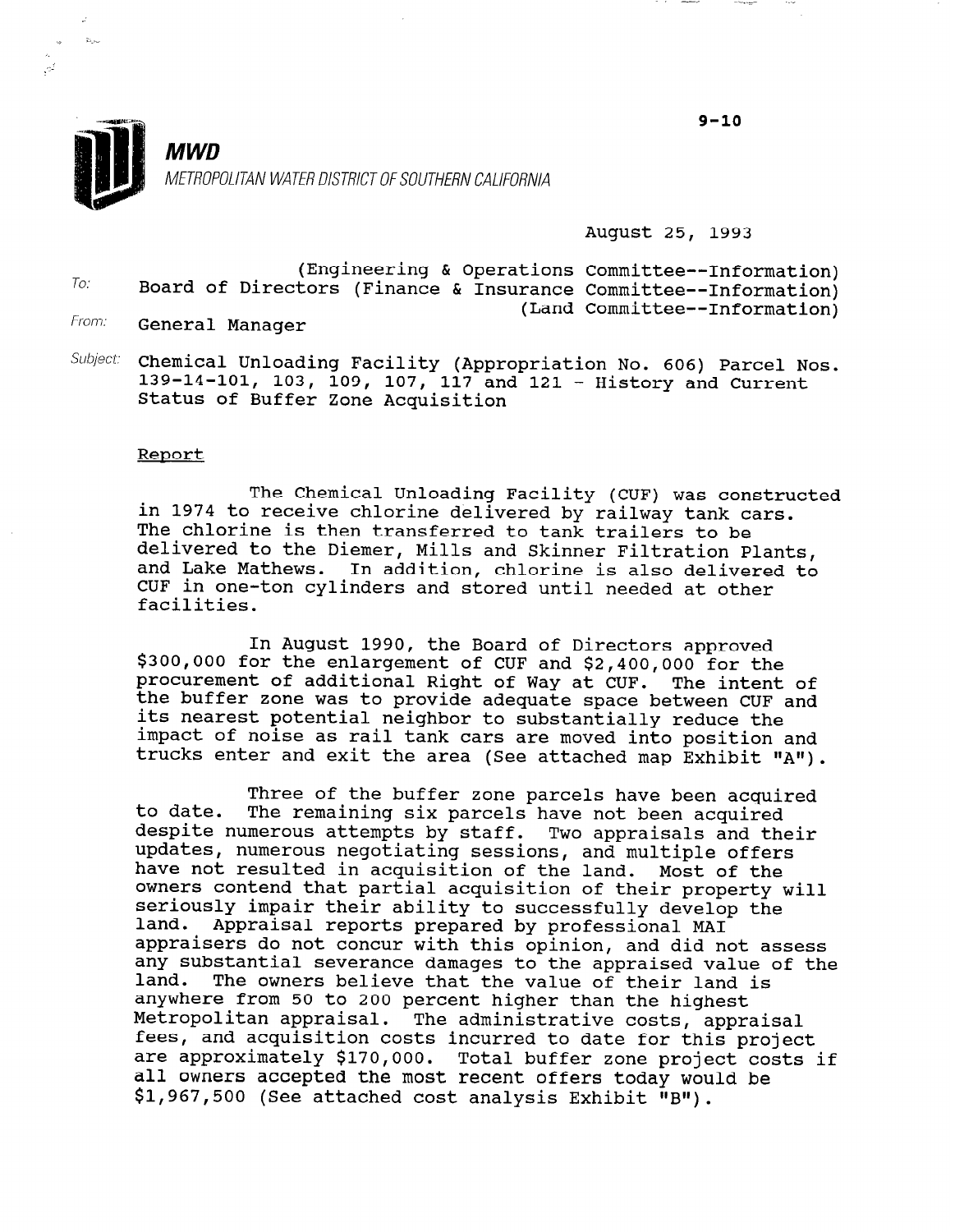9-10

**MWD**

METROPOLITAN WATER DISTRICT OF SOUTHERN CALIFORNIA

August 25, 1993

To: Board of Directors (Engineering & Operations Committee--Information)
(Finance & Insurance Committee--Information)
(Land Committee--Information)

From: General Manager

Subject: Chemical Unloading Facility (Appropriation No. 606) Parcel Nos. 139-14-101, 103, 109, 107, 117 and 121 - History and Current Status of Buffer Zone Acquisition

## Report

The Chemical Unloading Facility (CUF) was constructed in 1974 to receive chlorine delivered by railway tank cars. The chlorine is then transferred to tank trailers to be delivered to the Diemer, Mills and Skinner Filtration Plants, and Lake Mathews. In addition, chlorine is also delivered to CUF in one-ton cylinders and stored until needed at other facilities.

In August 1990, the Board of Directors approved $300,000 for the enlargement of CUF and $2,400,000 for the procurement of additional Right of Way at CUF. The intent of the buffer zone was to provide adequate space between CUF and its nearest potential neighbor to substantially reduce the impact of noise as rail tank cars are moved into position and trucks enter and exit the area (See attached map Exhibit "A").

Three of the buffer zone parcels have been acquired to date. The remaining six parcels have not been acquired despite numerous attempts by staff. Two appraisals and their updates, numerous negotiating sessions, and multiple offers have not resulted in acquisition of the land. Most of the owners contend that partial acquisition of their property will seriously impair their ability to successfully develop the land. Appraisal reports prepared by professional MAI appraisers do not concur with this opinion, and did not assess any substantial severance damages to the appraised value of the land. The owners believe that the value of their land is anywhere from 50 to 200 percent higher than the highest Metropolitan appraisal. The administrative costs, appraisal fees, and acquisition costs incurred to date for this project are approximately $170,000. Total buffer zone project costs if all owners accepted the most recent offers today would be $1,967,500 (See attached cost analysis Exhibit "B").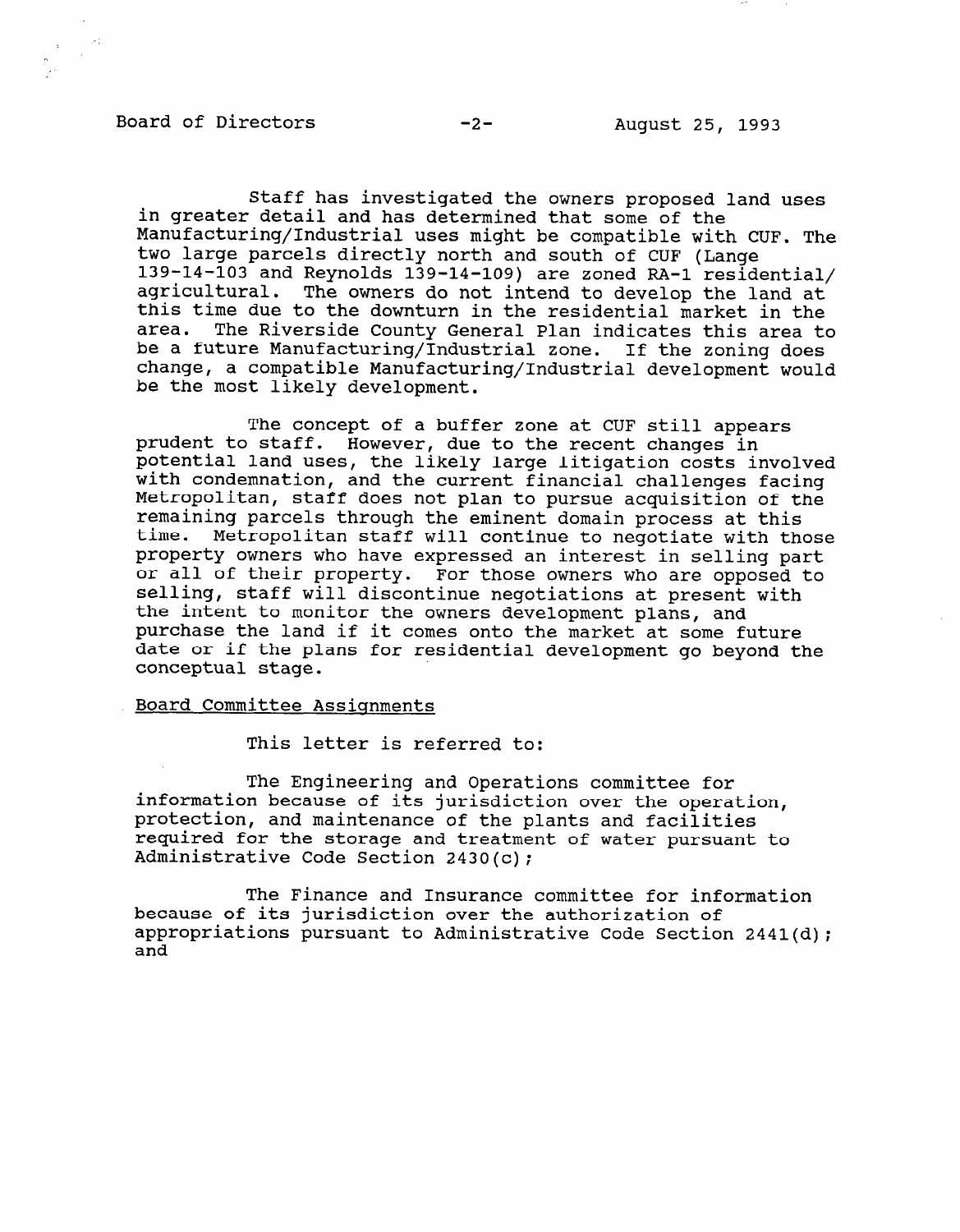Staff has investigated the owners proposed land uses in greater detail and has determined that some of the Manufacturing/Industrial uses might be compatible with CUF. The two large parcels directly north and south of CUF (Lange 139-14-103 and Reynolds 139-14-109) are zoned RA-1 residential/agricultural. The owners do not intend to develop the land at this time due to the downturn in the residential market in the area. The Riverside County General Plan indicates this area to be a future Manufacturing/Industrial zone. If the zoning does change, a compatible Manufacturing/Industrial development would be the most likely development.

The concept of a buffer zone at CUF still appears prudent to staff. However, due to the recent changes in potential land uses, the likely large litigation costs involved with condemnation, and the current financial challenges facing Metropolitan, staff does not plan to pursue acquisition of the remaining parcels through the eminent domain process at this time. Metropolitan staff will continue to negotiate with those property owners who have expressed an interest in selling part or all of their property. For those owners who are opposed to selling, staff will discontinue negotiations at present with the intent to monitor the owners development plans, and purchase the land if it comes onto the market at some future date or if the plans for residential development go beyond the conceptual stage.

Board Committee Assignments

This letter is referred to:

The Engineering and Operations committee for information because of its jurisdiction over the operation, protection, and maintenance of the plants and facilities required for the storage and treatment of water pursuant to Administrative Code Section 2430(c);

The Finance and Insurance committee for information because of its jurisdiction over the authorization of appropriations pursuant to Administrative Code Section 2441(d); and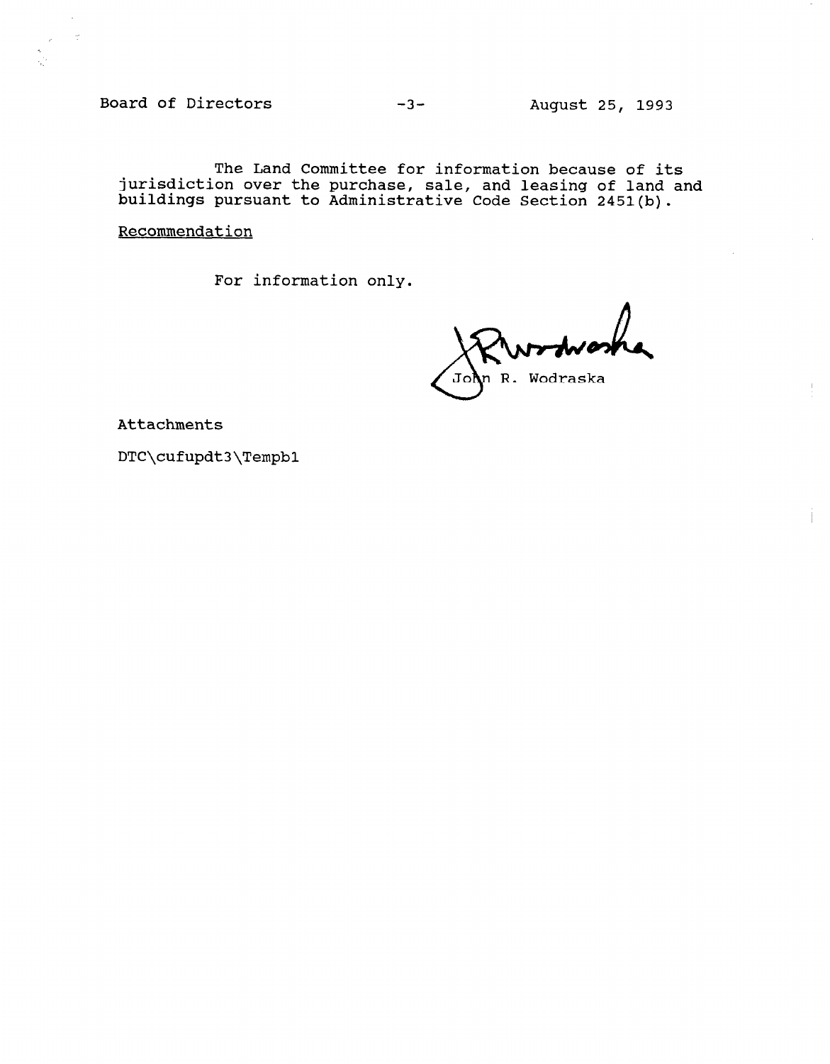The Land Committee for information because of its jurisdiction over the purchase, sale, and leasing of land and buildings pursuant to Administrative Code Section 2451(b).

Recommendation

For information only.

John R. Wodraska

Attachments

DTC\cufupdt3\Tempb1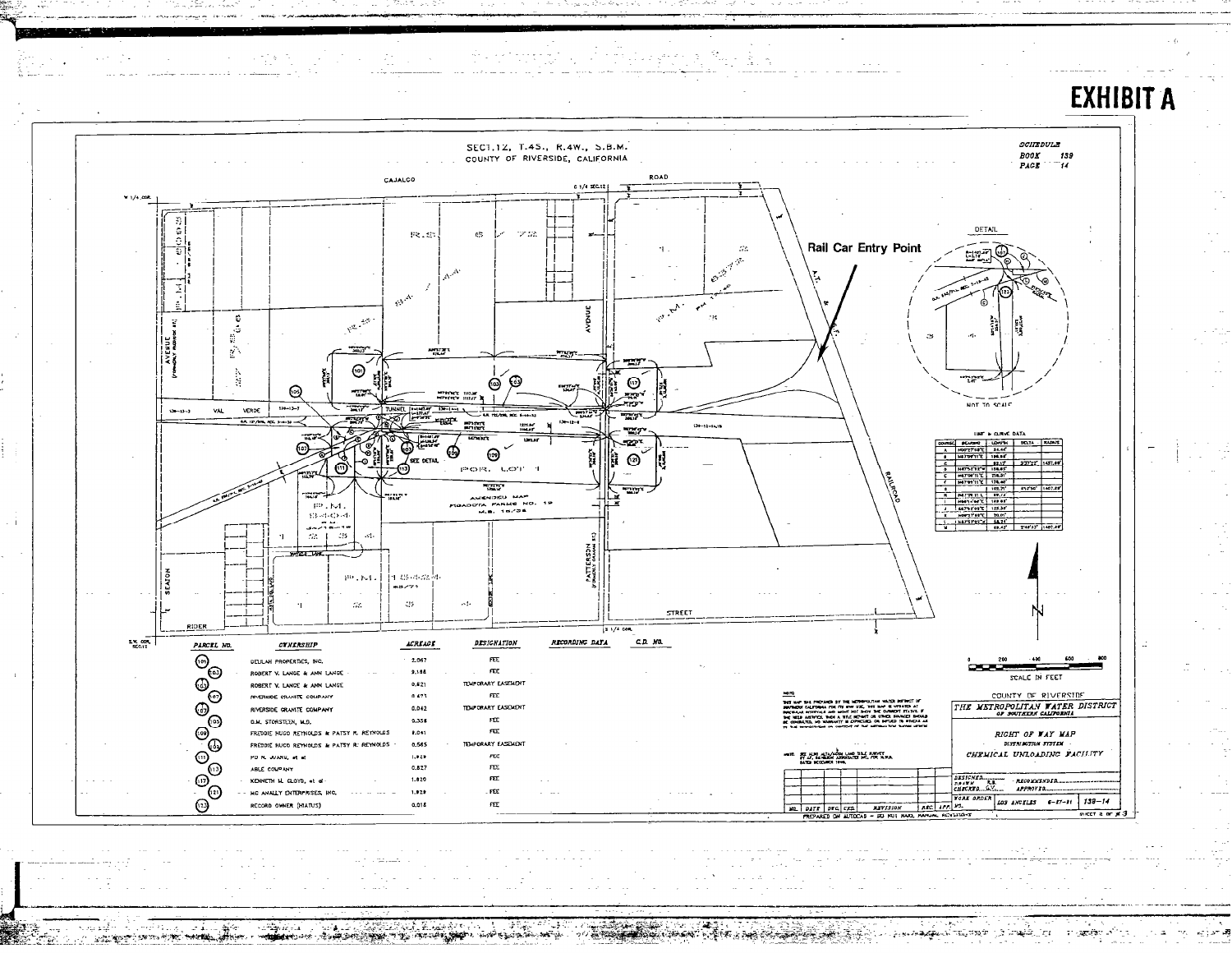# EXHIBIT A

SEC. 12, T.4S., R.4W., S.B.M.
COUNTY OF RIVERSIDE, CALIFORNIA

SCHEDULE
BOOK 139
PAGE 14

Rail Car Entry Point

| PARCEL NO. | OWNERSHIP | ACREAGE | DESIGNATION | RECORDING DATA | C.D. NO. |
|---|---|---|---|---|---|
| 101 | DELILAH PROPERTIES, INC. | 2.067 | FEE | | |
| 103 | ROBERT V. LANGE & ANN LANGE | 2.188 | FEE | | |
| 103 | ROBERT V. LANGE & ANN LANGE | 0.621 | TEMPORARY EASEMENT | | |
| 107 | RIVERSIDE GRANITE COMPANY | 0.473 | FEE | | |
| 107 | RIVERSIDE GRANITE COMPANY | 0.042 | TEMPORARY EASEMENT | | |
| 105 | D.M. STORSTEEN, M.D. | 0.358 | FEE | | |
| 109 | FREDDIE HUGO REYNOLDS & PATSY R. REYNOLDS | 2.041 | FEE | | |
| 109 | FREDDIE HUGO REYNOLDS & PATSY R. REYNOLDS | 0.565 | TEMPORARY EASEMENT | | |
| 111 | PO N. JUANG, et al | 1.929 | FEE | | |
| 113 | ABLE COMPANY | 0.827 | FEE | | |
| 117 | KENNETH M. CLOYD, et al | 1.820 | FEE | | |
| 121 | MC ANALLY ENTERPRISES, INC. | 1.929 | FEE | | |
| 123 | RECORD OWNER (HIATUS) | 0.018 | FEE | | |

SCALE IN FEET

COUNTY OF RIVERSIDE

THE METROPOLITAN WATER DISTRICT OF SOUTHERN CALIFORNIA

RIGHT OF WAY MAP
DISTRIBUTION SYSTEM
CHEMICAL UNLOADING FACILITY

LOS ANGELES 6-27-01 139-14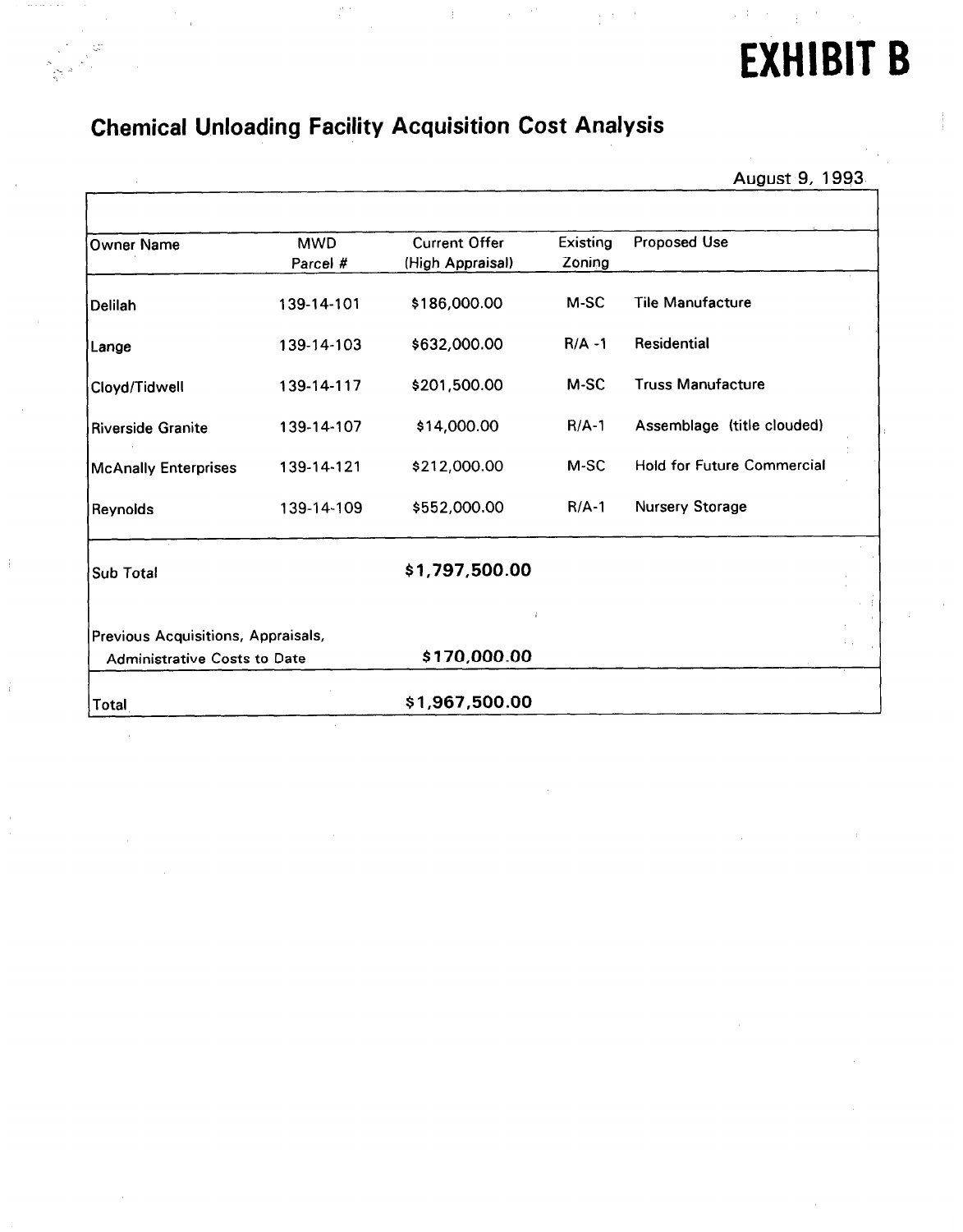# EXHIBIT B

## Chemical Unloading Facility Acquisition Cost Analysis

August 9, 1993

| Owner Name | MWD Parcel # | Current Offer (High Appraisal) | Existing Zoning | Proposed Use |
|---|---|---|---|---|
| Delilah | 139-14-101 | $186,000.00 | M-SC | Tile Manufacture |
| Lange | 139-14-103 | $632,000.00 | R/A -1 | Residential |
| Cloyd/Tidwell | 139-14-117 | $201,500.00 | M-SC | Truss Manufacture |
| Riverside Granite | 139-14-107 | $14,000.00 | R/A-1 | Assemblage (title clouded) |
| McAnally Enterprises | 139-14-121 | $212,000.00 | M-SC | Hold for Future Commercial |
| Reynolds | 139-14-109 | $552,000.00 | R/A-1 | Nursery Storage |
| Sub Total | | **$1,797,500.00** | | |
| Previous Acquisitions, Appraisals, Administrative Costs to Date | | **$170,000.00** | | |
| Total | | **$1,967,500.00** | | |